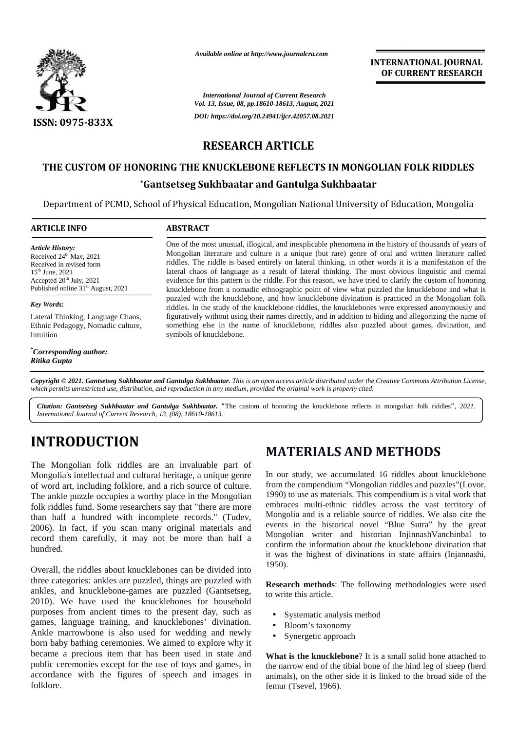Available online at http://www.journalcra.com

**INTERNATIONAL JOURNAL OF CURRENT RESEARCH**

*International Journal of Current Research*
*Vol. 13, Issue, 08, pp.18610-18613, August, 2021*

*DOI: https://doi.org/10.24941/ijcr.42057.08.2021*

ISSN: 0975-833X

## RESEARCH ARTICLE

# THE CUSTOM OF HONORING THE KNUCKLEBONE REFLECTS IN MONGOLIAN FOLK RIDDLES

**\*Gantsetseg Sukhbaatar and Gantulga Sukhbaatar**

Department of PCMD, School of Physical Education, Mongolian National University of Education, Mongolia

**ARTICLE INFO**

*Article History:*
Received 24th May, 2021
Received in revised form
15th June, 2021
Accepted 20th July, 2021
Published online 31st August, 2021

*Key Words:*
Lateral Thinking, Language Chaos, Ethnic Pedagogy, Nomadic culture, Intuition

***Corresponding author:***
***Ritika Gupta***

**ABSTRACT**

One of the most unusual, illogical, and inexplicable phenomena in the history of thousands of years of Mongolian literature and culture is a unique (but rare) genre of oral and written literature called riddles. The riddle is based entirely on lateral thinking, in other words it is a manifestation of the lateral chaos of language as a result of lateral thinking. The most obvious linguistic and mental evidence for this pattern is the riddle. For this reason, we have tried to clarify the custom of honoring knucklebone from a nomadic ethnographic point of view what puzzled the knucklebone and what is puzzled with the knucklebone, and how knucklebone divination is practiced in the Mongolian folk riddles. In the study of the knucklebone riddles, the knucklebones were expressed anonymously and figuratively without using their names directly, and in addition to hiding and allegorizing the name of something else in the name of knucklebone, riddles also puzzled about games, divination, and symbols of knucklebone.

***Copyright © 2021. Gantsetseg Sukhbaatar and Gantulga Sukhbaatar.*** *This is an open access article distributed under the Creative Commons Attribution License, which permits unrestricted use, distribution, and reproduction in any medium, provided the original work is properly cited.*

***Citation: Gantsetseg Sukhbaatar and Gantulga Sukhbaatar.*** "The custom of honoring the knucklebone reflects in mongolian folk riddles", *2021. International Journal of Current Research, 13, (08), 18610-18613.*

# INTRODUCTION

The Mongolian folk riddles are an invaluable part of Mongolia's intellectual and cultural heritage, a unique genre of word art, including folklore, and a rich source of culture. The ankle puzzle occupies a worthy place in the Mongolian folk riddles fund. Some researchers say that "there are more than half a hundred with incomplete records." (Tudev, 2006). In fact, if you scan many original materials and record them carefully, it may not be more than half a hundred.

Overall, the riddles about knucklebones can be divided into three categories: ankles are puzzled, things are puzzled with ankles, and knucklebone-games are puzzled (Gantsetseg, 2010). We have used the knucklebones for household purposes from ancient times to the present day, such as games, language training, and knucklebones' divination. Ankle marrowbone is also used for wedding and newly born baby bathing ceremonies. We aimed to explore why it became a precious item that has been used in state and public ceremonies except for the use of toys and games, in accordance with the figures of speech and images in folklore.

# MATERIALS AND METHODS

In our study, we accumulated 16 riddles about knucklebone from the compendium "Mongolian riddles and puzzles"(Lovor, 1990) to use as materials. This compendium is a vital work that embraces multi-ethnic riddles across the vast territory of Mongolia and is a reliable source of riddles. We also cite the events in the historical novel "Blue Sutra" by the great Mongolian writer and historian InjinnashVanchinbal to confirm the information about the knucklebone divination that it was the highest of divinations in state affairs (Injannashi, 1950).

**Research methods**: The following methodologies were used to write this article.

- Systematic analysis method
- Bloom's taxonomy
- Synergetic approach

**What is the knucklebone**? It is a small solid bone attached to the narrow end of the tibial bone of the hind leg of sheep (herd animals), on the other side it is linked to the broad side of the femur (Tsevel, 1966).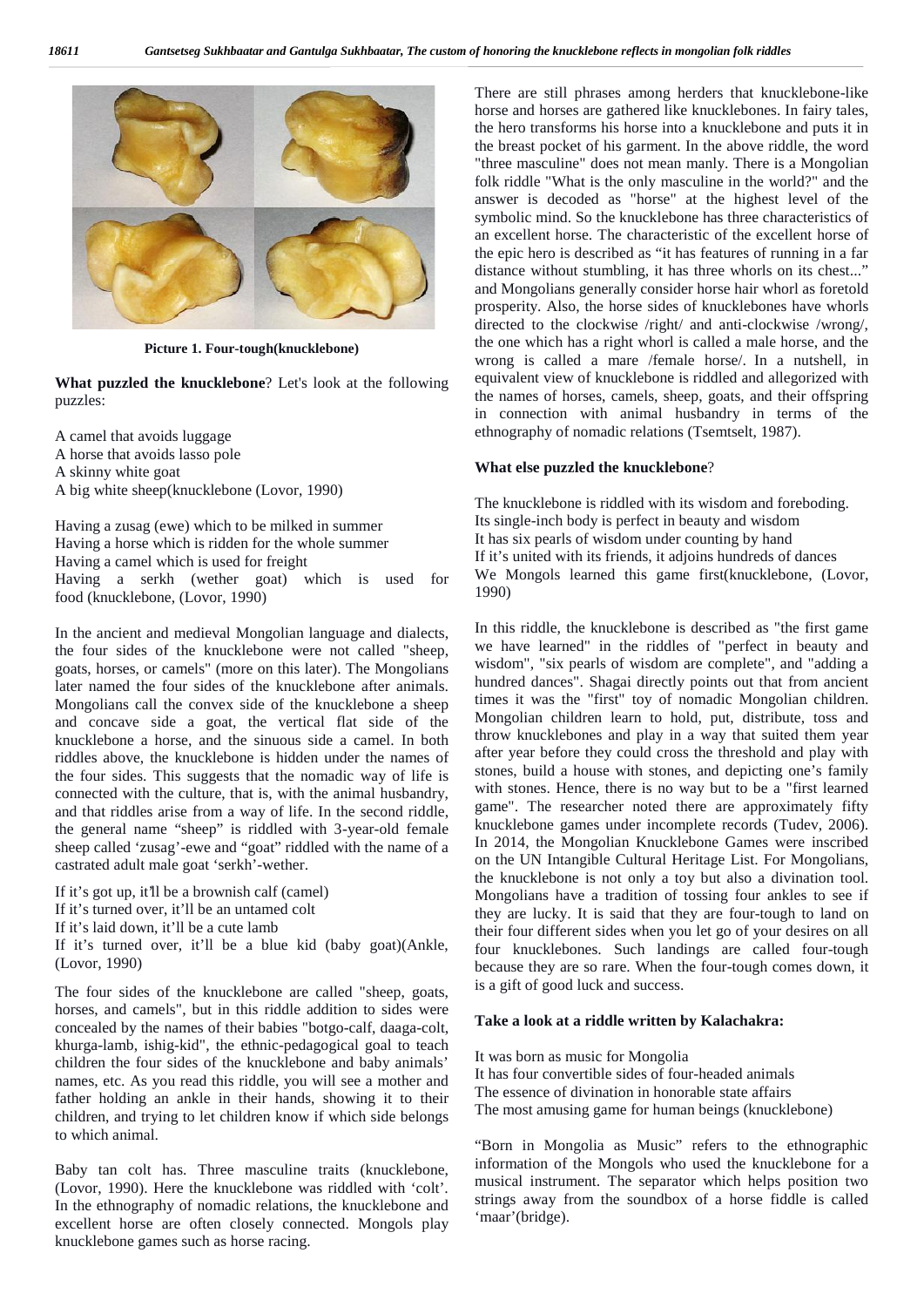Picture 1. Four-tough(knucklebone)

**What puzzled the knucklebone**? Let's look at the following puzzles:

A camel that avoids luggage
A horse that avoids lasso pole
A skinny white goat
A big white sheep(knucklebone (Lovor, 1990)

Having a zusag (ewe) which to be milked in summer
Having a horse which is ridden for the whole summer
Having a camel which is used for freight
Having a serkh (wether goat) which is used for food (knucklebone, (Lovor, 1990)

In the ancient and medieval Mongolian language and dialects, the four sides of the knucklebone were not called "sheep, goats, horses, or camels" (more on this later). The Mongolians later named the four sides of the knucklebone after animals. Mongolians call the convex side of the knucklebone a sheep and concave side a goat, the vertical flat side of the knucklebone a horse, and the sinuous side a camel. In both riddles above, the knucklebone is hidden under the names of the four sides. This suggests that the nomadic way of life is connected with the culture, that is, with the animal husbandry, and that riddles arise from a way of life. In the second riddle, the general name "sheep" is riddled with 3-year-old female sheep called 'zusag'-ewe and "goat" riddled with the name of a castrated adult male goat 'serkh'-wether.

If it's got up, it'll be a brownish calf (camel)
If it's turned over, it'll be an untamed colt
If it's laid down, it'll be a cute lamb
If it's turned over, it'll be a blue kid (baby goat)(Ankle, (Lovor, 1990)

The four sides of the knucklebone are called "sheep, goats, horses, and camels", but in this riddle addition to sides were concealed by the names of their babies "botgo-calf, daaga-colt, khurga-lamb, ishig-kid", the ethnic-pedagogical goal to teach children the four sides of the knucklebone and baby animals' names, etc. As you read this riddle, you will see a mother and father holding an ankle in their hands, showing it to their children, and trying to let children know if which side belongs to which animal.

Baby tan colt has. Three masculine traits (knucklebone, (Lovor, 1990). Here the knucklebone was riddled with 'colt'. In the ethnography of nomadic relations, the knucklebone and excellent horse are often closely connected. Mongols play knucklebone games such as horse racing.

There are still phrases among herders that knucklebone-like horse and horses are gathered like knucklebones. In fairy tales, the hero transforms his horse into a knucklebone and puts it in the breast pocket of his garment. In the above riddle, the word "three masculine" does not mean manly. There is a Mongolian folk riddle "What is the only masculine in the world?" and the answer is decoded as "horse" at the highest level of the symbolic mind. So the knucklebone has three characteristics of an excellent horse. The characteristic of the excellent horse of the epic hero is described as "it has features of running in a far distance without stumbling, it has three whorls on its chest..." and Mongolians generally consider horse hair whorl as foretold prosperity. Also, the horse sides of knucklebones have whorls directed to the clockwise /right/ and anti-clockwise /wrong/, the one which has a right whorl is called a male horse, and the wrong is called a mare /female horse/. In a nutshell, in equivalent view of knucklebone is riddled and allegorized with the names of horses, camels, sheep, goats, and their offspring in connection with animal husbandry in terms of the ethnography of nomadic relations (Tsemtselt, 1987).

**What else puzzled the knucklebone**?

The knucklebone is riddled with its wisdom and foreboding.
Its single-inch body is perfect in beauty and wisdom
It has six pearls of wisdom under counting by hand
If it's united with its friends, it adjoins hundreds of dances
We Mongols learned this game first(knucklebone, (Lovor, 1990)

In this riddle, the knucklebone is described as "the first game we have learned" in the riddles of "perfect in beauty and wisdom", "six pearls of wisdom are complete", and "adding a hundred dances". Shagai directly points out that from ancient times it was the "first" toy of nomadic Mongolian children. Mongolian children learn to hold, put, distribute, toss and throw knucklebones and play in a way that suited them year after year before they could cross the threshold and play with stones, build a house with stones, and depicting one's family with stones. Hence, there is no way but to be a "first learned game". The researcher noted there are approximately fifty knucklebone games under incomplete records (Tudev, 2006). In 2014, the Mongolian Knucklebone Games were inscribed on the UN Intangible Cultural Heritage List. For Mongolians, the knucklebone is not only a toy but also a divination tool. Mongolians have a tradition of tossing four ankles to see if they are lucky. It is said that they are four-tough to land on their four different sides when you let go of your desires on all four knucklebones. Such landings are called four-tough because they are so rare. When the four-tough comes down, it is a gift of good luck and success.

**Take a look at a riddle written by Kalachakra:**

It was born as music for Mongolia
It has four convertible sides of four-headed animals
The essence of divination in honorable state affairs
The most amusing game for human beings (knucklebone)

"Born in Mongolia as Music" refers to the ethnographic information of the Mongols who used the knucklebone for a musical instrument. The separator which helps position two strings away from the soundbox of a horse fiddle is called 'maar'(bridge).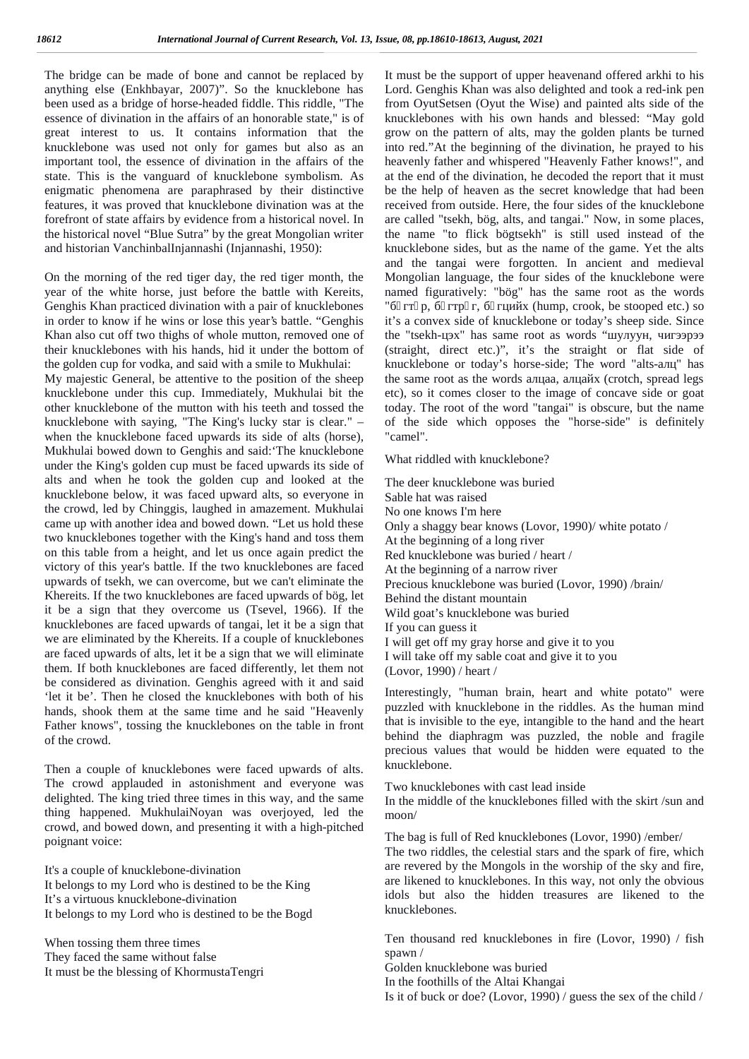The bridge can be made of bone and cannot be replaced by anything else (Enkhbayar, 2007)". So the knucklebone has been used as a bridge of horse-headed fiddle. This riddle, "The essence of divination in the affairs of an honorable state," is of great interest to us. It contains information that the knucklebone was used not only for games but also as an important tool, the essence of divination in the affairs of the state. This is the vanguard of knucklebone symbolism. As enigmatic phenomena are paraphrased by their distinctive features, it was proved that knucklebone divination was at the forefront of state affairs by evidence from a historical novel. In the historical novel "Blue Sutra" by the great Mongolian writer and historian VanchinbalInjannashi (Injannashi, 1950):

On the morning of the red tiger day, the red tiger month, the year of the white horse, just before the battle with Kereits, Genghis Khan practiced divination with a pair of knucklebones in order to know if he wins or lose this year's battle. "Genghis Khan also cut off two thighs of whole mutton, removed one of their knucklebones with his hands, hid it under the bottom of the golden cup for vodka, and said with a smile to Mukhulai:
My majestic General, be attentive to the position of the sheep knucklebone under this cup. Immediately, Mukhulai bit the other knucklebone of the mutton with his teeth and tossed the knucklebone with saying, "The King's lucky star is clear." – when the knucklebone faced upwards its side of alts (horse), Mukhulai bowed down to Genghis and said:'The knucklebone under the King's golden cup must be faced upwards its side of alts and when he took the golden cup and looked at the knucklebone below, it was faced upward alts, so everyone in the crowd, led by Chinggis, laughed in amazement. Mukhulai came up with another idea and bowed down. "Let us hold these two knucklebones together with the King's hand and toss them on this table from a height, and let us once again predict the victory of this year's battle. If the two knucklebones are faced upwards of tsekh, we can overcome, but we can't eliminate the Khereits. If the two knucklebones are faced upwards of bög, let it be a sign that they overcome us (Tsevel, 1966). If the knucklebones are faced upwards of tangai, let it be a sign that we are eliminated by the Khereits. If a couple of knucklebones are faced upwards of alts, let it be a sign that we will eliminate them. If both knucklebones are faced differently, let them not be considered as divination. Genghis agreed with it and said 'let it be'. Then he closed the knucklebones with both of his hands, shook them at the same time and he said "Heavenly Father knows", tossing the knucklebones on the table in front of the crowd.

Then a couple of knucklebones were faced upwards of alts. The crowd applauded in astonishment and everyone was delighted. The king tried three times in this way, and the same thing happened. MukhulaiNoyan was overjoyed, led the crowd, and bowed down, and presenting it with a high-pitched poignant voice:

It's a couple of knucklebone-divination
It belongs to my Lord who is destined to be the King
It's a virtuous knucklebone-divination
It belongs to my Lord who is destined to be the Bogd

When tossing them three times
They faced the same without false
It must be the blessing of KhormustaTengri
It must be the support of upper heavenand offered arkhi to his Lord. Genghis Khan was also delighted and took a red-ink pen from OyutSetsen (Oyut the Wise) and painted alts side of the knucklebones with his own hands and blessed: "May gold grow on the pattern of alts, may the golden plants be turned into red."At the beginning of the divination, he prayed to his heavenly father and whispered "Heavenly Father knows!", and at the end of the divination, he decoded the report that it must be the help of heaven as the secret knowledge that had been received from outside. Here, the four sides of the knucklebone are called "tsekh, bög, alts, and tangai." Now, in some places, the name "to flick bögtsekh" is still used instead of the knucklebone sides, but as the name of the game. Yet the alts and the tangai were forgotten. In ancient and medieval Mongolian language, the four sides of the knucklebone were named figuratively: "bög" has the same root as the words "бөгтөр, бөгтрөг, бөгцийх (hump, crook, be stooped etc.) so it's a convex side of knucklebone or today's sheep side. Since the "tsekh-цэх" has same root as words "шулуун, чигээрээ (straight, direct etc.)", it's the straight or flat side of knucklebone or today's horse-side; The word "alts-алц" has the same root as the words алцаа, алцайх (crotch, spread legs etc), so it comes closer to the image of concave side or goat today. The root of the word "tangai" is obscure, but the name of the side which opposes the "horse-side" is definitely "camel".

What riddled with knucklebone?

The deer knucklebone was buried
Sable hat was raised
No one knows I'm here
Only a shaggy bear knows (Lovor, 1990)/ white potato /
At the beginning of a long river
Red knucklebone was buried / heart /
At the beginning of a narrow river
Precious knucklebone was buried (Lovor, 1990) /brain/
Behind the distant mountain
Wild goat's knucklebone was buried
If you can guess it
I will get off my gray horse and give it to you
I will take off my sable coat and give it to you
(Lovor, 1990) / heart /

Interestingly, "human brain, heart and white potato" were puzzled with knucklebone in the riddles. As the human mind that is invisible to the eye, intangible to the hand and the heart behind the diaphragm was puzzled, the noble and fragile precious values that would be hidden were equated to the knucklebone.

Two knucklebones with cast lead inside
In the middle of the knucklebones filled with the skirt /sun and moon/

The bag is full of Red knucklebones (Lovor, 1990) /ember/
The two riddles, the celestial stars and the spark of fire, which are revered by the Mongols in the worship of the sky and fire, are likened to knucklebones. In this way, not only the obvious idols but also the hidden treasures are likened to the knucklebones.

Ten thousand red knucklebones in fire (Lovor, 1990) / fish spawn /
Golden knucklebone was buried
In the foothills of the Altai Khangai
Is it of buck or doe? (Lovor, 1990) / guess the sex of the child /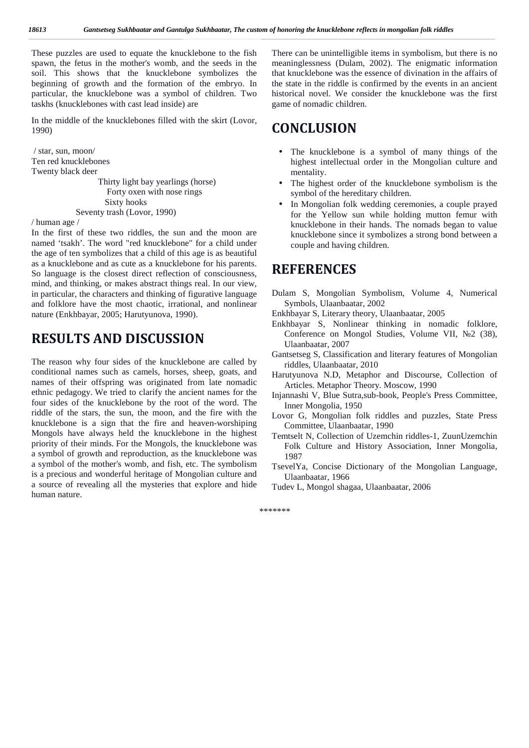These puzzles are used to equate the knucklebone to the fish spawn, the fetus in the mother's womb, and the seeds in the soil. This shows that the knucklebone symbolizes the beginning of growth and the formation of the embryo. In particular, the knucklebone was a symbol of children. Two taskhs (knucklebones with cast lead inside) are

In the middle of the knucklebones filled with the skirt (Lovor, 1990)

/ star, sun, moon/
Ten red knucklebones
Twenty black deer
Thirty light bay yearlings (horse)
Forty oxen with nose rings
Sixty hooks
Seventy trash (Lovor, 1990)
/ human age /

In the first of these two riddles, the sun and the moon are named 'tsakh'. The word "red knucklebone" for a child under the age of ten symbolizes that a child of this age is as beautiful as a knucklebone and as cute as a knucklebone for his parents. So language is the closest direct reflection of consciousness, mind, and thinking, or makes abstract things real. In our view, in particular, the characters and thinking of figurative language and folklore have the most chaotic, irrational, and nonlinear nature (Enkhbayar, 2005; Harutyunova, 1990).

# RESULTS AND DISCUSSION

The reason why four sides of the knucklebone are called by conditional names such as camels, horses, sheep, goats, and names of their offspring was originated from late nomadic ethnic pedagogy. We tried to clarify the ancient names for the four sides of the knucklebone by the root of the word. The riddle of the stars, the sun, the moon, and the fire with the knucklebone is a sign that the fire and heaven-worshiping Mongols have always held the knucklebone in the highest priority of their minds. For the Mongols, the knucklebone was a symbol of growth and reproduction, as the knucklebone was a symbol of the mother's womb, and fish, etc. The symbolism is a precious and wonderful heritage of Mongolian culture and a source of revealing all the mysteries that explore and hide human nature.

There can be unintelligible items in symbolism, but there is no meaninglessness (Dulam, 2002). The enigmatic information that knucklebone was the essence of divination in the affairs of the state in the riddle is confirmed by the events in an ancient historical novel. We consider the knucklebone was the first game of nomadic children.

# CONCLUSION

- The knucklebone is a symbol of many things of the highest intellectual order in the Mongolian culture and mentality.
- The highest order of the knucklebone symbolism is the symbol of the hereditary children.
- In Mongolian folk wedding ceremonies, a couple prayed for the Yellow sun while holding mutton femur with knucklebone in their hands. The nomads began to value knucklebone since it symbolizes a strong bond between a couple and having children.

# REFERENCES

Dulam S, Mongolian Symbolism, Volume 4, Numerical Symbols, Ulaanbaatar, 2002

Enkhbayar S, Literary theory, Ulaanbaatar, 2005

Enkhbayar S, Nonlinear thinking in nomadic folklore, Conference on Mongol Studies, Volume VII, №2 (38), Ulaanbaatar, 2007

Gantsetseg S, Classification and literary features of Mongolian riddles, Ulaanbaatar, 2010

Harutyunova N.D, Metaphor and Discourse, Collection of Articles. Metaphor Theory. Moscow, 1990

Injannashi V, Blue Sutra,sub-book, People's Press Committee, Inner Mongolia, 1950

Lovor G, Mongolian folk riddles and puzzles, State Press Committee, Ulaanbaatar, 1990

Temtselt N, Collection of Uzemchin riddles-1, ZuunUzemchin Folk Culture and History Association, Inner Mongolia, 1987

TsevelYa, Concise Dictionary of the Mongolian Language, Ulaanbaatar, 1966

Tudev L, Mongol shagaa, Ulaanbaatar, 2006

*******